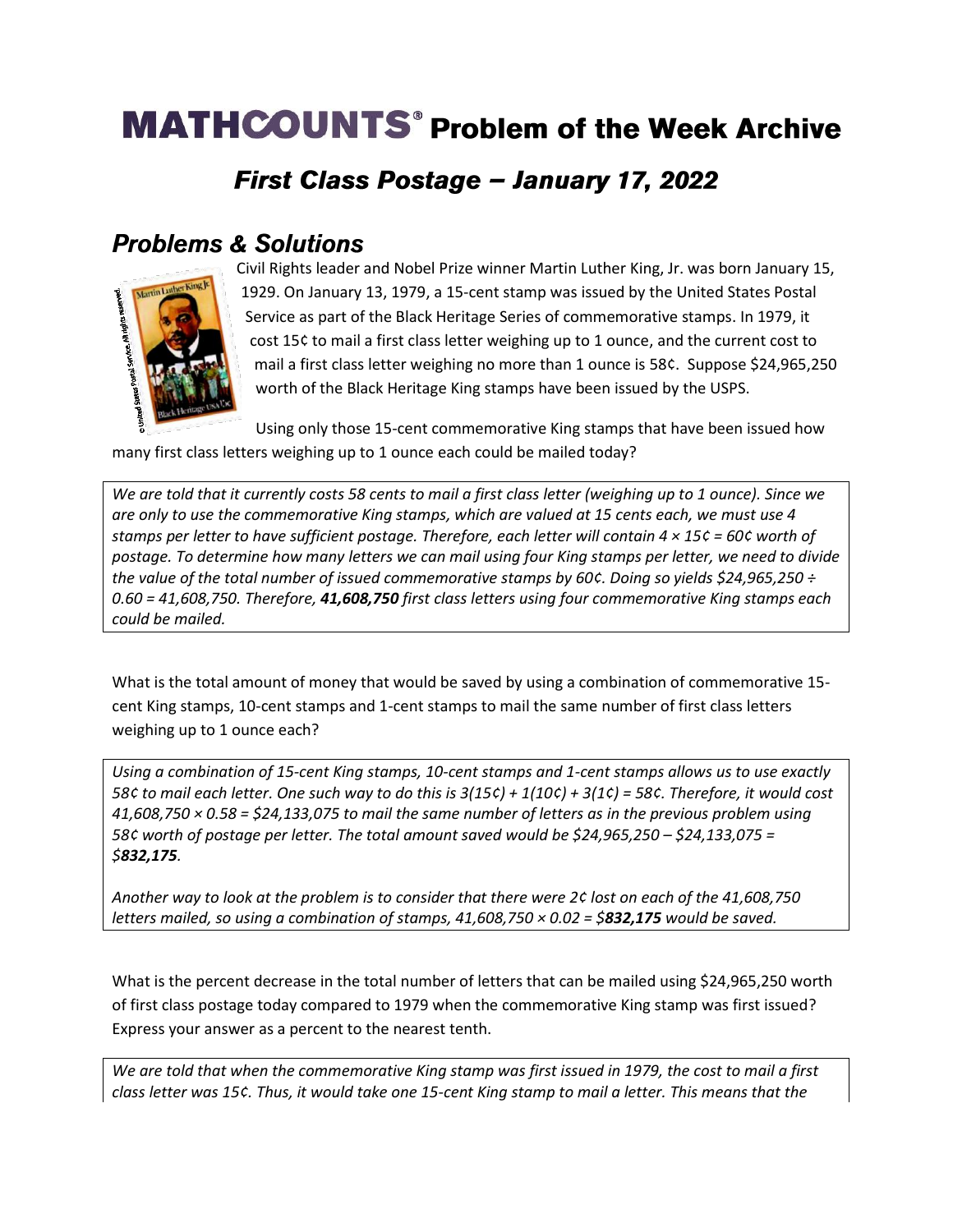# MATHCOUNTS® Problem of the Week Archive

## *First Class Postage – January 17, 2022*

## *Problems & Solutions*

Civil Rights leader and Nobel Prize winner Martin Luther King, Jr. was born January 15, 1929. On January 13, 1979, a 15-cent stamp was issued by the United States Postal Service as part of the Black Heritage Series of commemorative stamps. In 1979, it cost 15¢ to mail a first class letter weighing up to 1 ounce, and the current cost to mail a first class letter weighing no more than 1 ounce is 58¢. Suppose $24,965,250 worth of the Black Heritage King stamps have been issued by the USPS.

Using only those 15-cent commemorative King stamps that have been issued how many first class letters weighing up to 1 ounce each could be mailed today?

*We are told that it currently costs 58 cents to mail a first class letter (weighing up to 1 ounce). Since we are only to use the commemorative King stamps, which are valued at 15 cents each, we must use 4 stamps per letter to have sufficient postage. Therefore, each letter will contain 4 × 15¢ = 60¢ worth of postage. To determine how many letters we can mail using four King stamps per letter, we need to divide the value of the total number of issued commemorative stamps by 60¢. Doing so yields $24,965,250 ÷ 0.60 = 41,608,750. Therefore, **41,608,750** first class letters using four commemorative King stamps each could be mailed.*

What is the total amount of money that would be saved by using a combination of commemorative 15-cent King stamps, 10-cent stamps and 1-cent stamps to mail the same number of first class letters weighing up to 1 ounce each?

*Using a combination of 15-cent King stamps, 10-cent stamps and 1-cent stamps allows us to use exactly 58¢ to mail each letter. One such way to do this is 3(15¢) + 1(10¢) + 3(1¢) = 58¢. Therefore, it would cost 41,608,750 × 0.58 = $24,133,075 to mail the same number of letters as in the previous problem using 58¢ worth of postage per letter. The total amount saved would be $24,965,250 – $24,133,075 = $**832,175**.*

*Another way to look at the problem is to consider that there were 2¢ lost on each of the 41,608,750 letters mailed, so using a combination of stamps, 41,608,750 × 0.02 = $**832,175** would be saved.*

What is the percent decrease in the total number of letters that can be mailed using $24,965,250 worth of first class postage today compared to 1979 when the commemorative King stamp was first issued? Express your answer as a percent to the nearest tenth.

*We are told that when the commemorative King stamp was first issued in 1979, the cost to mail a first class letter was 15¢. Thus, it would take one 15-cent King stamp to mail a letter. This means that the*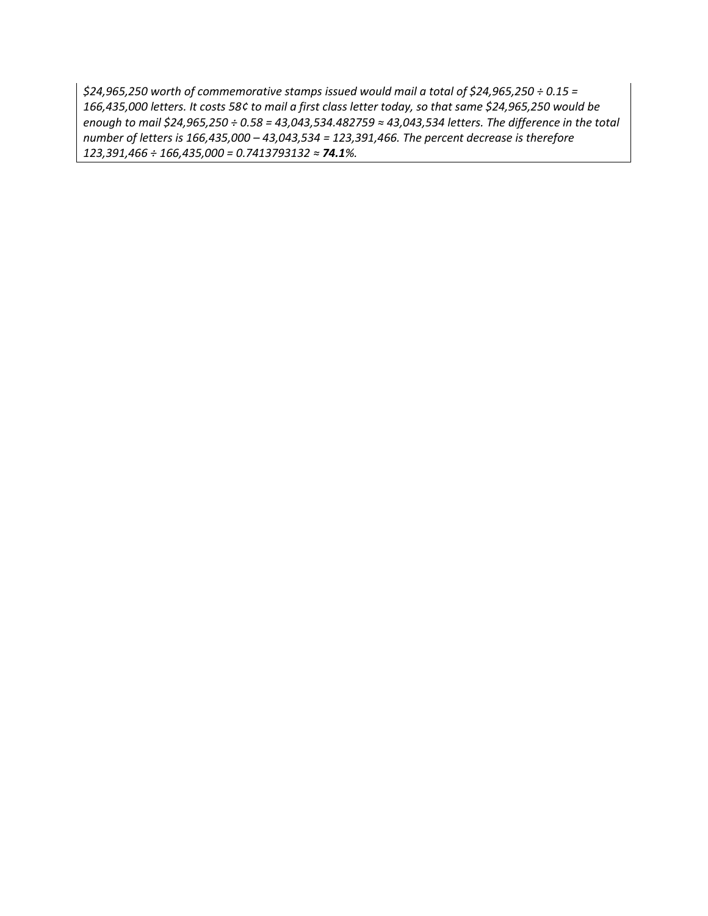*$24,965,250 worth of commemorative stamps issued would mail a total of $24,965,250 ÷ 0.15 = 166,435,000 letters. It costs 58¢ to mail a first class letter today, so that same $24,965,250 would be enough to mail $24,965,250 ÷ 0.58 = 43,043,534.482759 ≈ 43,043,534 letters. The difference in the total number of letters is 166,435,000 – 43,043,534 = 123,391,466. The percent decrease is therefore 123,391,466 ÷ 166,435,000 = 0.7413793132 ≈* ***74.1****%.*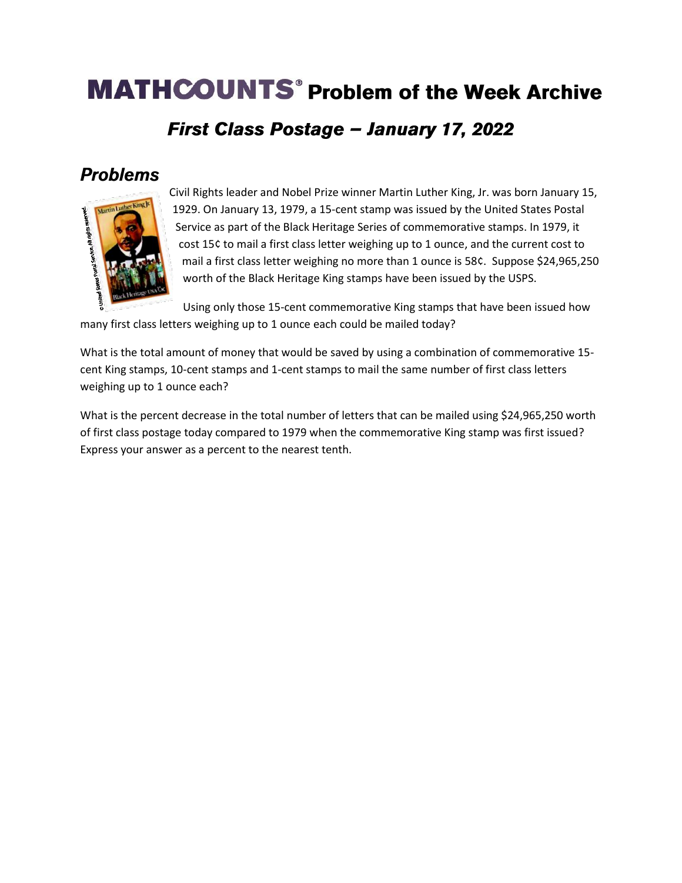# MATHCOUNTS® Problem of the Week Archive

## *First Class Postage – January 17, 2022*

## *Problems*

Civil Rights leader and Nobel Prize winner Martin Luther King, Jr. was born January 15, 1929. On January 13, 1979, a 15-cent stamp was issued by the United States Postal Service as part of the Black Heritage Series of commemorative stamps. In 1979, it cost 15¢ to mail a first class letter weighing up to 1 ounce, and the current cost to mail a first class letter weighing no more than 1 ounce is 58¢. Suppose $24,965,250 worth of the Black Heritage King stamps have been issued by the USPS.

Using only those 15-cent commemorative King stamps that have been issued how many first class letters weighing up to 1 ounce each could be mailed today?

What is the total amount of money that would be saved by using a combination of commemorative 15-cent King stamps, 10-cent stamps and 1-cent stamps to mail the same number of first class letters weighing up to 1 ounce each?

What is the percent decrease in the total number of letters that can be mailed using $24,965,250 worth of first class postage today compared to 1979 when the commemorative King stamp was first issued? Express your answer as a percent to the nearest tenth.